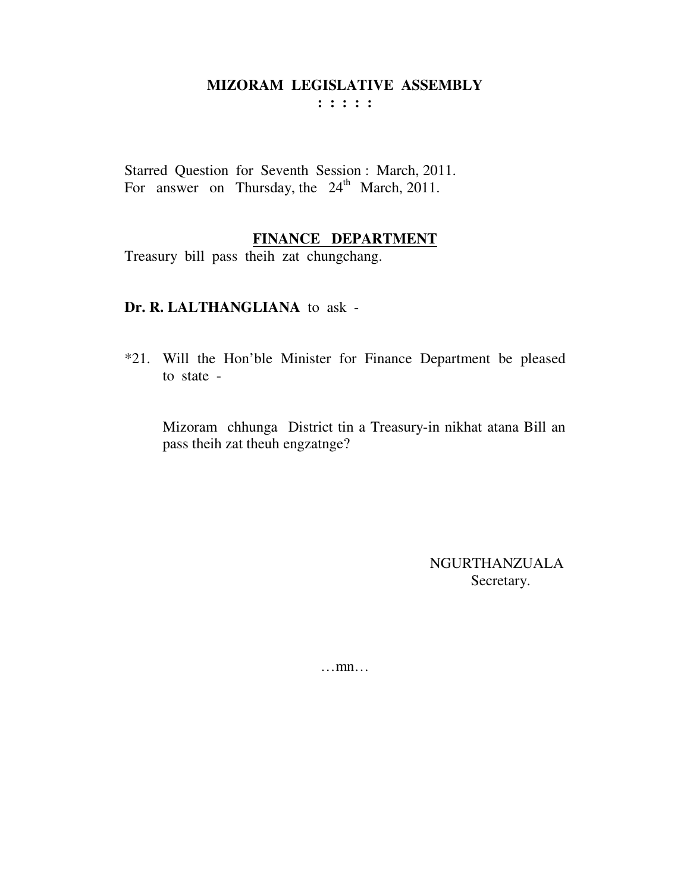# MIZORAM LEGISLATIVE ASSEMBLY

**: : : : :**

Starred Question for Seventh Session : March, 2011.
For answer on Thursday, the 24th March, 2011.

## FINANCE DEPARTMENT

Treasury bill pass theih zat chungchang.

**Dr. R. LALTHANGLIANA** to ask -

*21. Will the Hon'ble Minister for Finance Department be pleased to state -

Mizoram chhunga District tin a Treasury-in nikhat atana Bill an pass theih zat theuh engzatnge?

NGURTHANZUALA
Secretary.

…mn…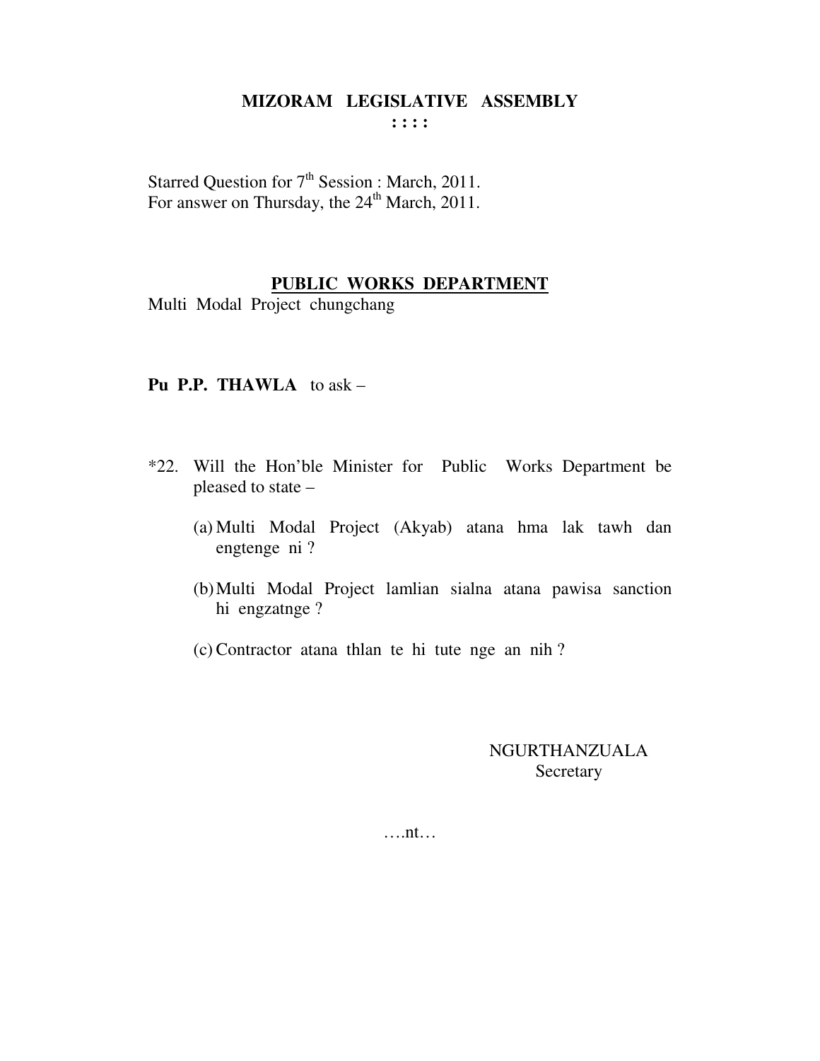**MIZORAM LEGISLATIVE ASSEMBLY**
**: : : :**

Starred Question for 7th Session : March, 2011.
For answer on Thursday, the 24th March, 2011.

**PUBLIC WORKS DEPARTMENT**

Multi Modal Project chungchang

**Pu P.P. THAWLA** to ask –

*22. Will the Hon'ble Minister for Public Works Department be pleased to state –

(a) Multi Modal Project (Akyab) atana hma lak tawh dan engtenge ni ?

(b) Multi Modal Project lamlian sialna atana pawisa sanction hi engzatnge ?

(c) Contractor atana thlan te hi tute nge an nih ?

NGURTHANZUALA
Secretary

….nt…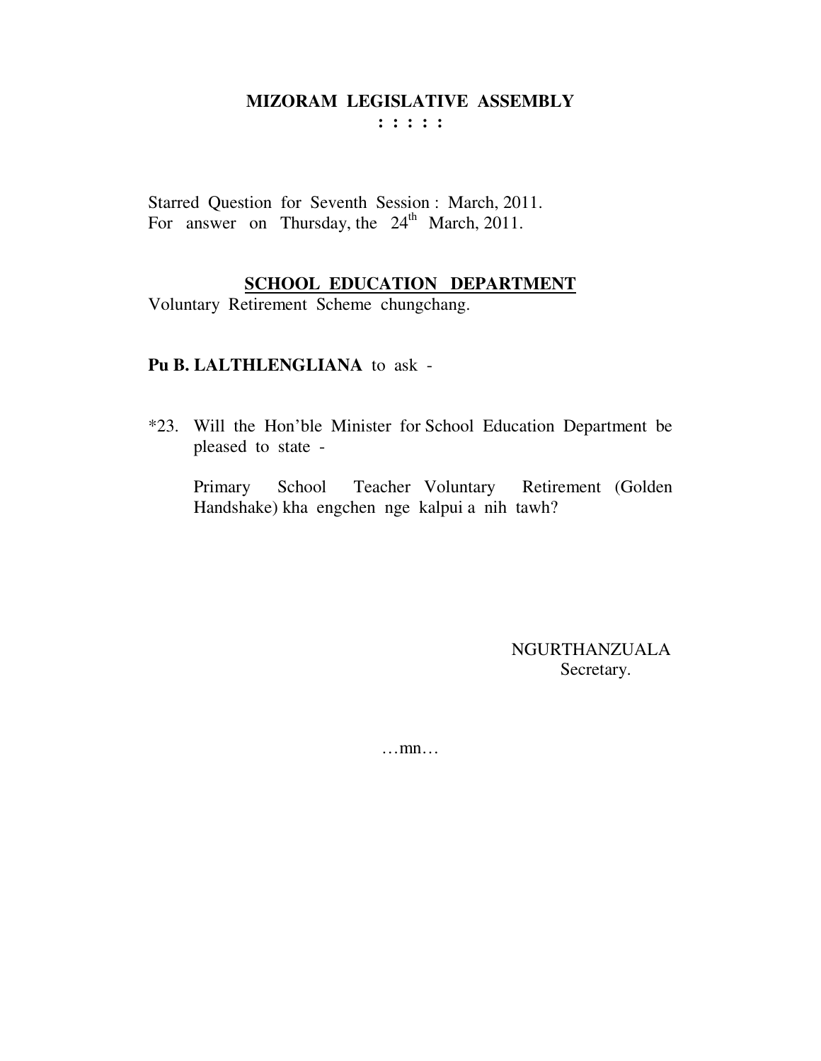# MIZORAM LEGISLATIVE ASSEMBLY

**: : : : :**

Starred Question for Seventh Session : March, 2011.
For answer on Thursday, the 24th March, 2011.

## SCHOOL EDUCATION DEPARTMENT

Voluntary Retirement Scheme chungchang.

**Pu B. LALTHLENGLIANA** to ask -

*23. Will the Hon'ble Minister for School Education Department be pleased to state -

Primary School Teacher Voluntary Retirement (Golden Handshake) kha engchen nge kalpui a nih tawh?

NGURTHANZUALA
Secretary.

…mn…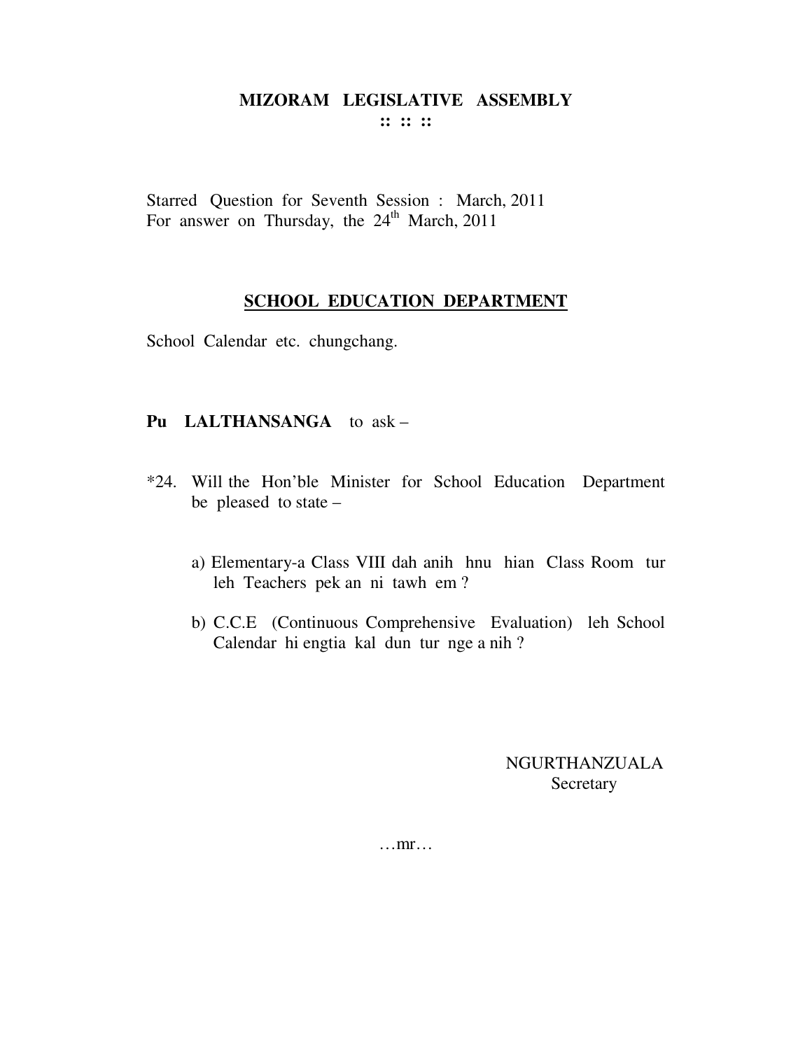# MIZORAM LEGISLATIVE ASSEMBLY

**:: :: ::**

Starred Question for Seventh Session : March, 2011
For answer on Thursday, the 24th March, 2011

## SCHOOL EDUCATION DEPARTMENT

School Calendar etc. chungchang.

**Pu LALTHANSANGA** to ask –

*24. Will the Hon'ble Minister for School Education Department be pleased to state –

a) Elementary-a Class VIII dah anih hnu hian Class Room tur leh Teachers pek an ni tawh em ?

b) C.C.E (Continuous Comprehensive Evaluation) leh School Calendar hi engtia kal dun tur nge a nih ?

NGURTHANZUALA
Secretary

…mr…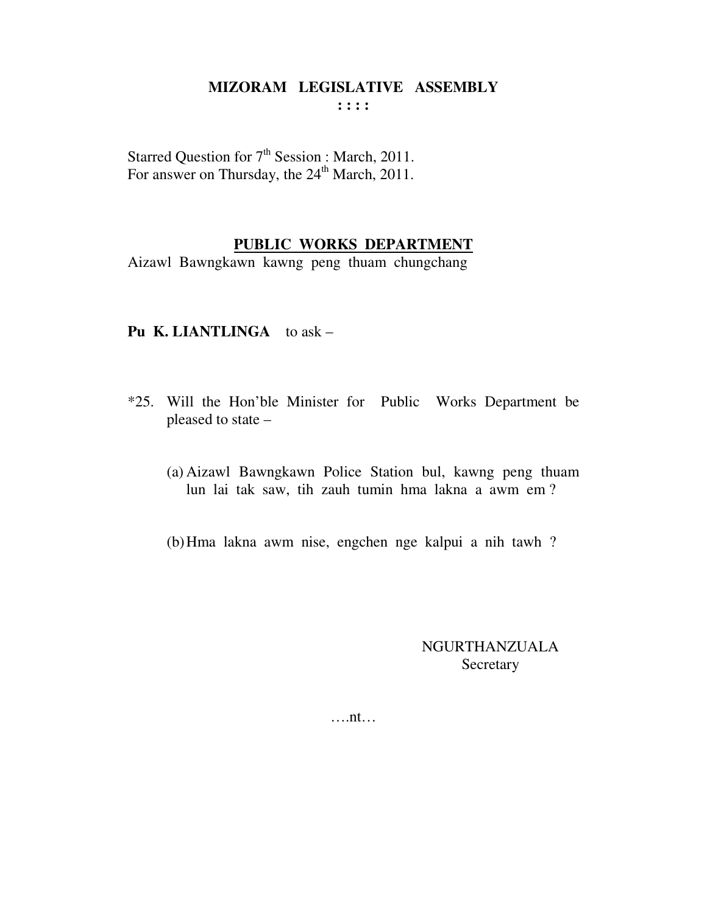# MIZORAM LEGISLATIVE ASSEMBLY

: : : :

Starred Question for 7th Session : March, 2011.
For answer on Thursday, the 24th March, 2011.

## PUBLIC WORKS DEPARTMENT

Aizawl Bawngkawn kawng peng thuam chungchang

**Pu K. LIANTLINGA** to ask –

*25. Will the Hon'ble Minister for Public Works Department be pleased to state –

(a) Aizawl Bawngkawn Police Station bul, kawng peng thuam lun lai tak saw, tih zauh tumin hma lakna a awm em ?

(b) Hma lakna awm nise, engchen nge kalpui a nih tawh ?

NGURTHANZUALA
Secretary

….nt…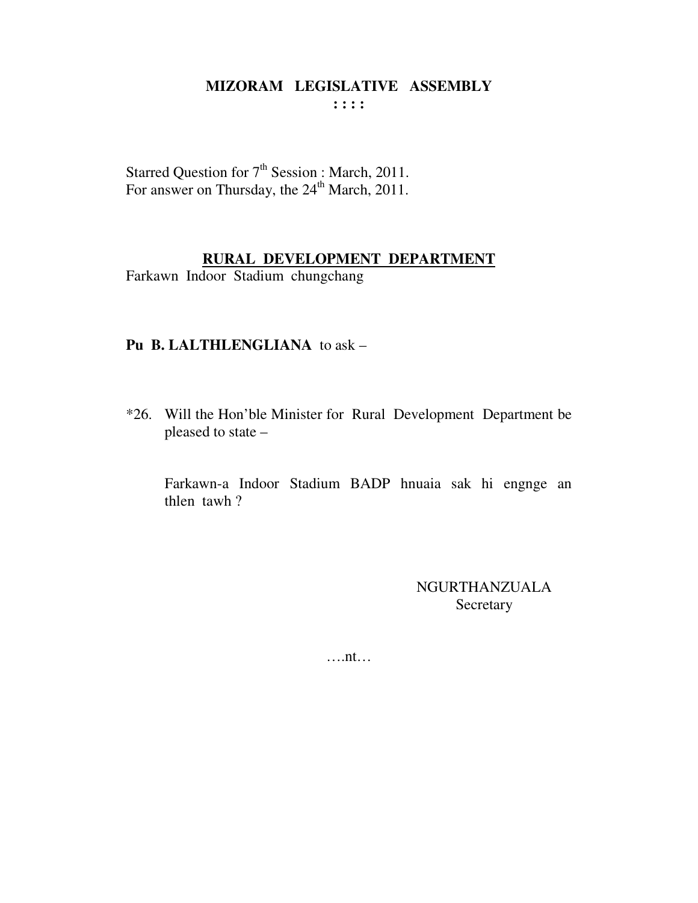# MIZORAM LEGISLATIVE ASSEMBLY

**: : : :**

Starred Question for 7th Session : March, 2011.
For answer on Thursday, the 24th March, 2011.

## RURAL DEVELOPMENT DEPARTMENT

Farkawn Indoor Stadium chungchang

**Pu B. LALTHLENGLIANA** to ask –

*26. Will the Hon'ble Minister for Rural Development Department be pleased to state –

Farkawn-a Indoor Stadium BADP hnuaia sak hi engnge an thlen tawh ?

NGURTHANZUALA
Secretary

….nt…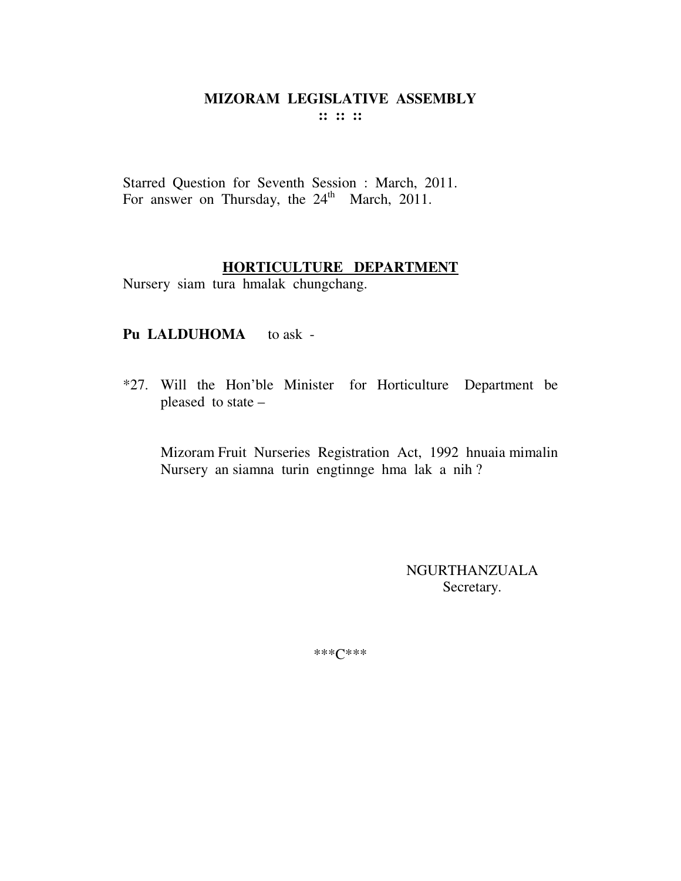# MIZORAM LEGISLATIVE ASSEMBLY

**:: :: ::**

Starred Question for Seventh Session : March, 2011.
For answer on Thursday, the 24th March, 2011.

## HORTICULTURE DEPARTMENT

Nursery siam tura hmalak chungchang.

**Pu LALDUHOMA** to ask -

*27. Will the Hon'ble Minister for Horticulture Department be pleased to state –

Mizoram Fruit Nurseries Registration Act, 1992 hnuaia mimalin Nursery an siamna turin engtinnge hma lak a nih ?

NGURTHANZUALA
Secretary.

***C***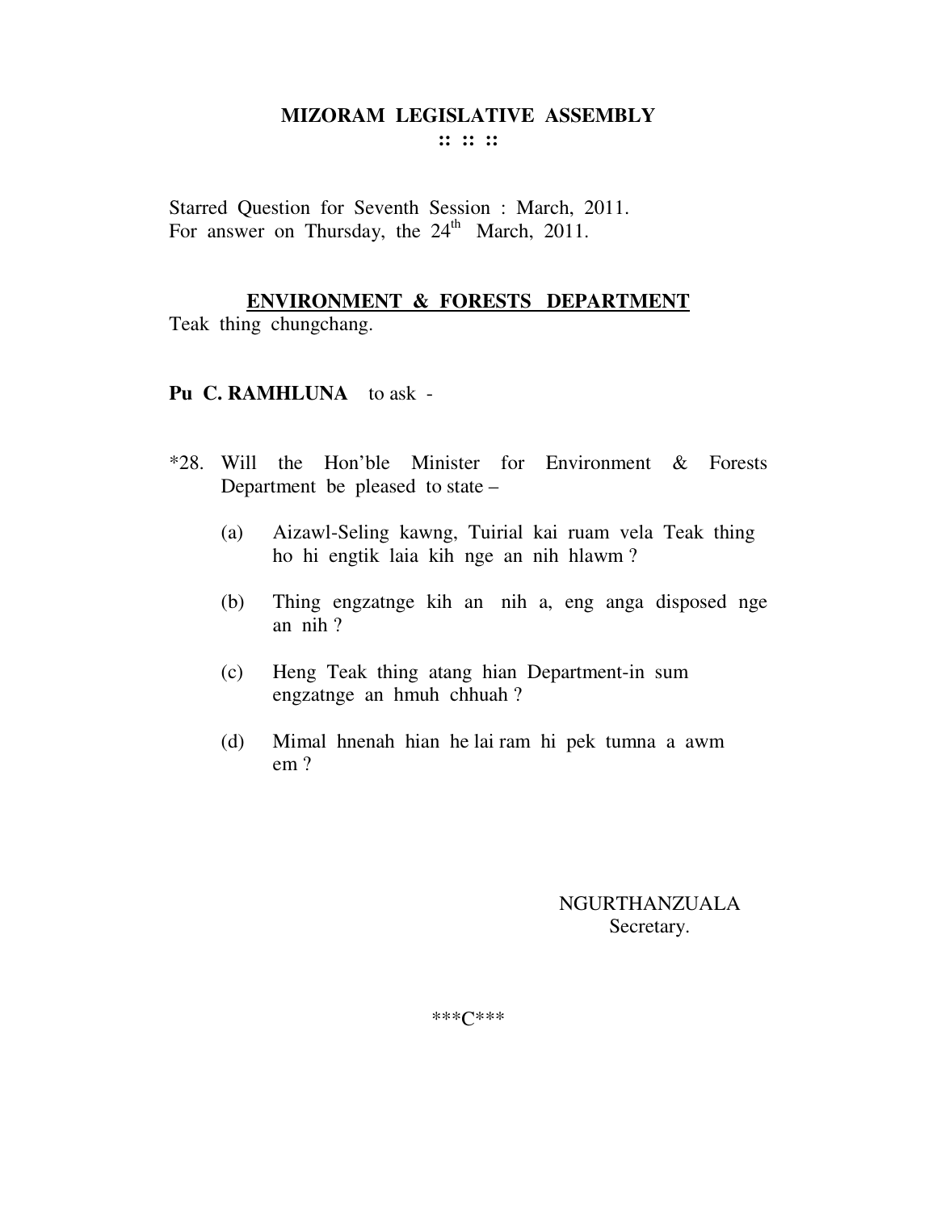# MIZORAM LEGISLATIVE ASSEMBLY

:: :: ::

Starred Question for Seventh Session : March, 2011.
For answer on Thursday, the 24th March, 2011.

## ENVIRONMENT & FORESTS DEPARTMENT

Teak thing chungchang.

**Pu C. RAMHLUNA** to ask -

*28. Will the Hon'ble Minister for Environment & Forests Department be pleased to state –

(a) Aizawl-Seling kawng, Tuirial kai ruam vela Teak thing ho hi engtik laia kih nge an nih hlawm ?

(b) Thing engzatnge kih an nih a, eng anga disposed nge an nih ?

(c) Heng Teak thing atang hian Department-in sum engzatnge an hmuh chhuah ?

(d) Mimal hnenah hian he lai ram hi pek tumna a awm em ?

NGURTHANZUALA
Secretary.

***C***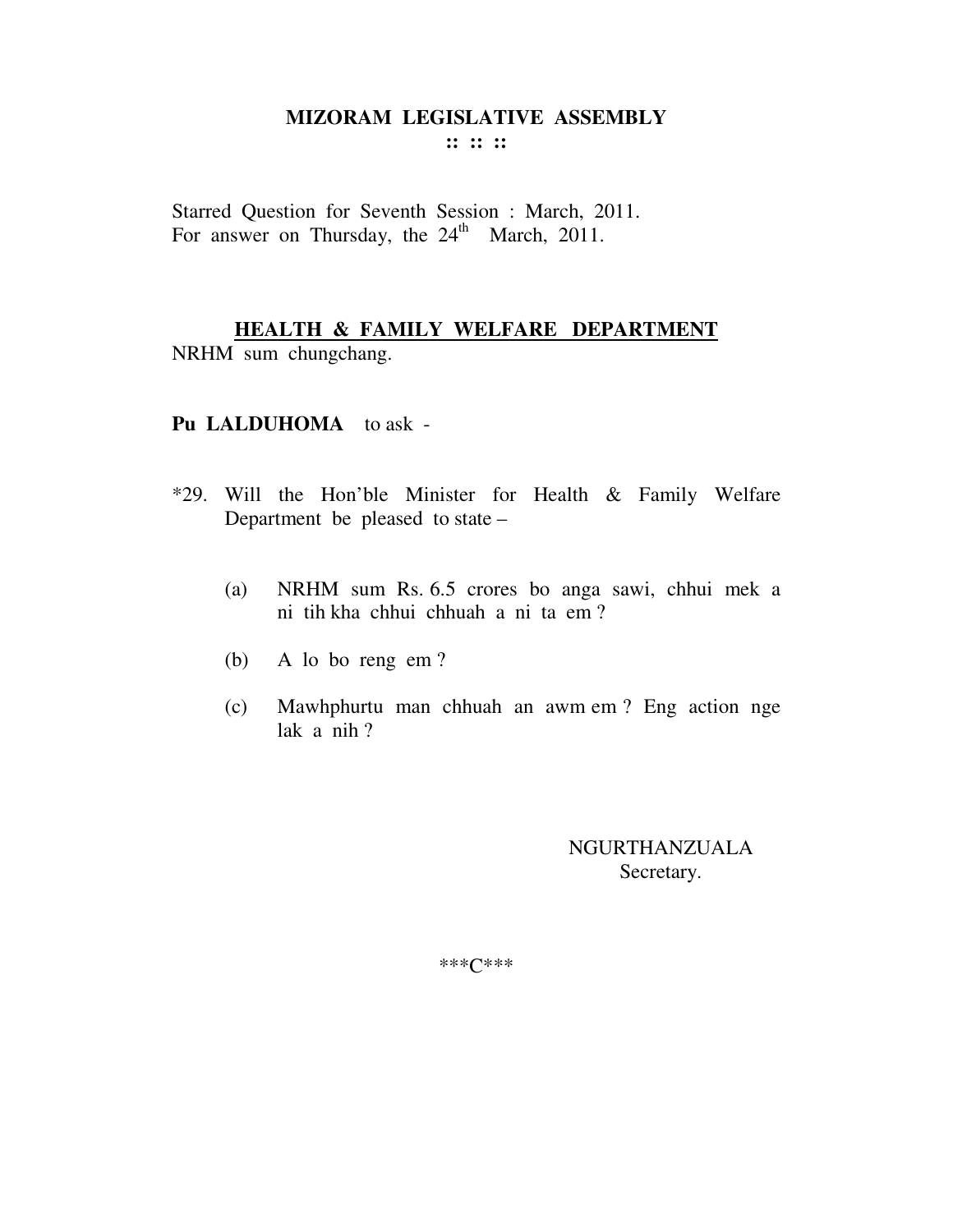# MIZORAM LEGISLATIVE ASSEMBLY

:: :: ::

Starred Question for Seventh Session : March, 2011.
For answer on Thursday, the 24th March, 2011.

## HEALTH & FAMILY WELFARE DEPARTMENT

NRHM sum chungchang.

**Pu LALDUHOMA** to ask -

*29. Will the Hon'ble Minister for Health & Family Welfare Department be pleased to state –

(a) NRHM sum Rs. 6.5 crores bo anga sawi, chhui mek a ni tih kha chhui chhuah a ni ta em ?

(b) A lo bo reng em ?

(c) Mawhphurtu man chhuah an awm em ? Eng action nge lak a nih ?

NGURTHANZUALA
Secretary.

***C***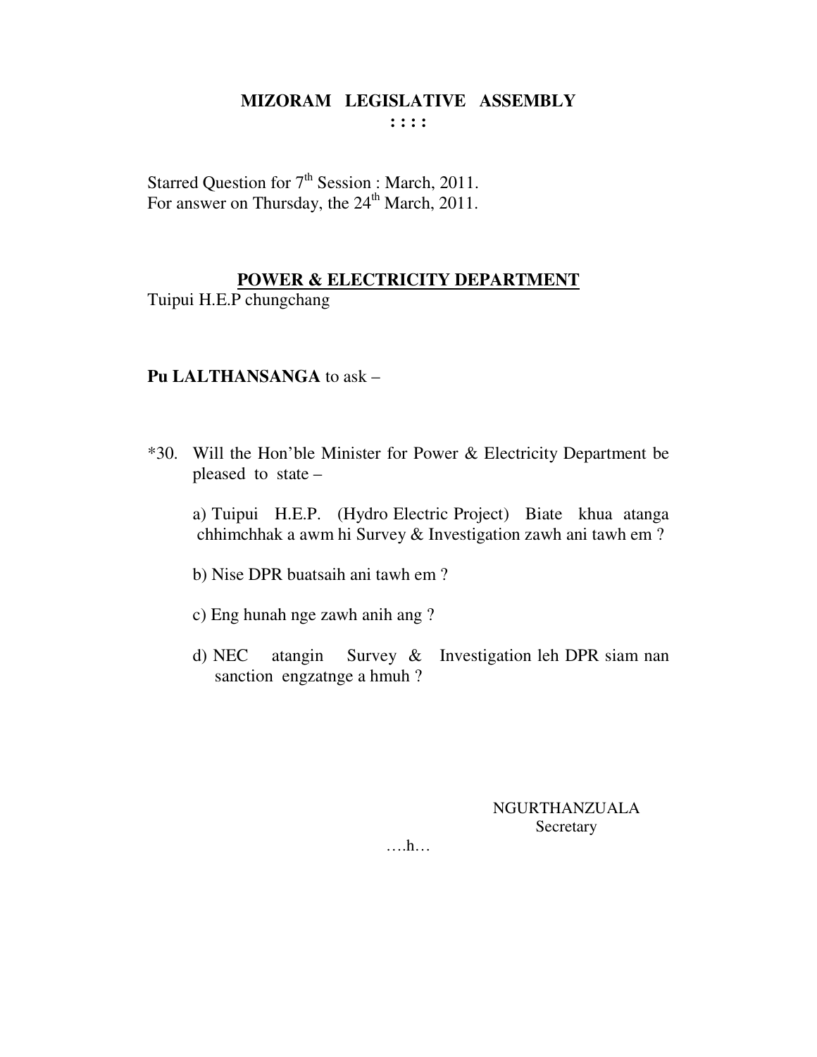**MIZORAM LEGISLATIVE ASSEMBLY**
**: : : :**

Starred Question for 7th Session : March, 2011.
For answer on Thursday, the 24th March, 2011.

**POWER & ELECTRICITY DEPARTMENT**
Tuipui H.E.P chungchang

**Pu LALTHANSANGA** to ask –

*30. Will the Hon'ble Minister for Power & Electricity Department be pleased to state –

a) Tuipui H.E.P. (Hydro Electric Project) Biate khua atanga chhimchhak a awm hi Survey & Investigation zawh ani tawh em ?

b) Nise DPR buatsaih ani tawh em ?

c) Eng hunah nge zawh anih ang ?

d) NEC atangin Survey & Investigation leh DPR siam nan sanction engzatnge a hmuh ?

NGURTHANZUALA
Secretary

….h…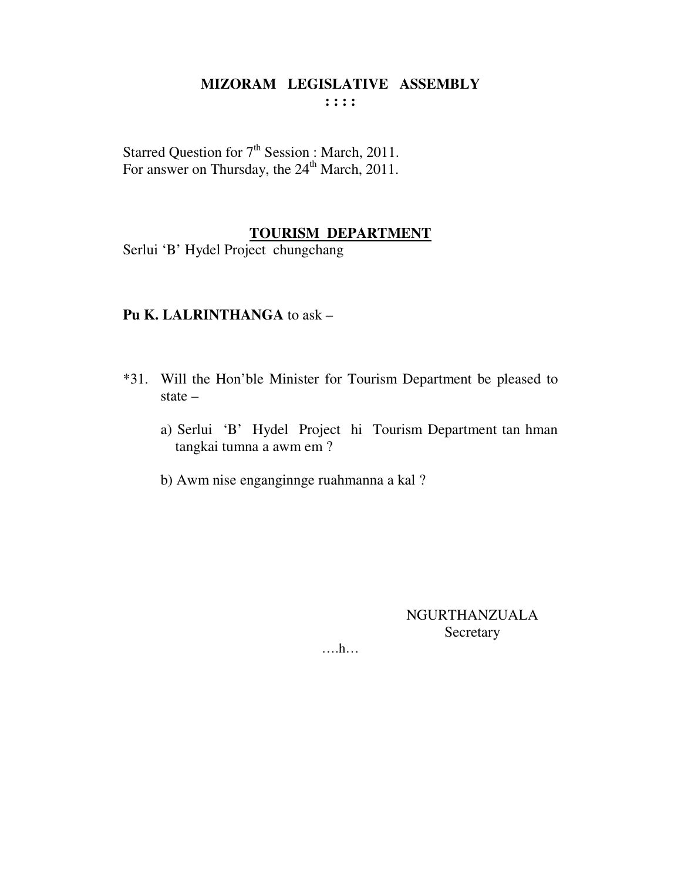**MIZORAM LEGISLATIVE ASSEMBLY**
**: : : :**

Starred Question for 7th Session : March, 2011.
For answer on Thursday, the 24th March, 2011.

**TOURISM DEPARTMENT**

Serlui 'B' Hydel Project chungchang

**Pu K. LALRINTHANGA** to ask –

*31. Will the Hon'ble Minister for Tourism Department be pleased to state –

a) Serlui 'B' Hydel Project hi Tourism Department tan hman tangkai tumna a awm em ?

b) Awm nise enganginnge ruahmanna a kal ?

NGURTHANZUALA
Secretary

….h…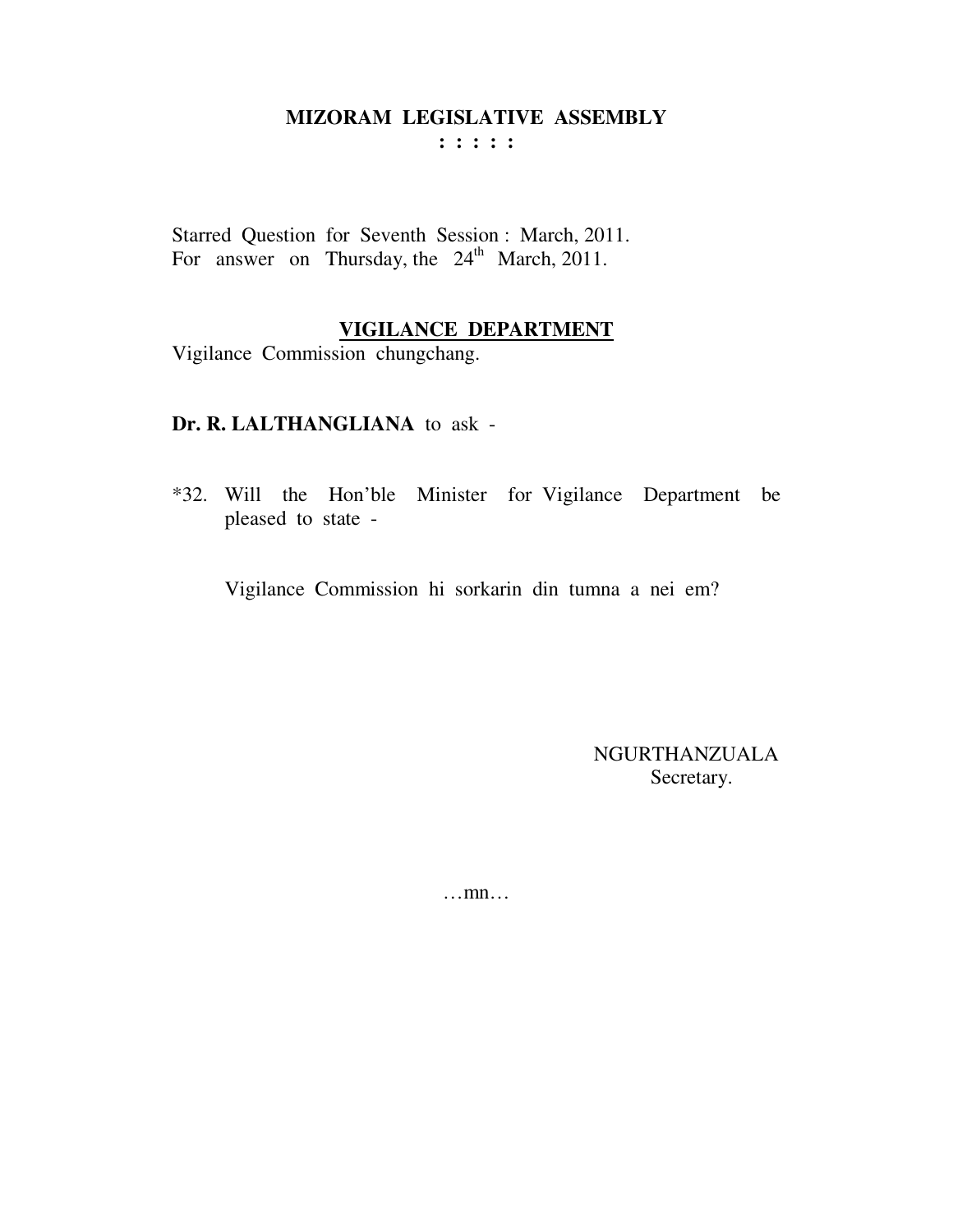# MIZORAM LEGISLATIVE ASSEMBLY

**: : : : :**

Starred Question for Seventh Session : March, 2011.
For answer on Thursday, the 24th March, 2011.

## VIGILANCE DEPARTMENT

Vigilance Commission chungchang.

**Dr. R. LALTHANGLIANA** to ask -

*32. Will the Hon'ble Minister for Vigilance Department be pleased to state -

Vigilance Commission hi sorkarin din tumna a nei em?

NGURTHANZUALA
Secretary.

…mn…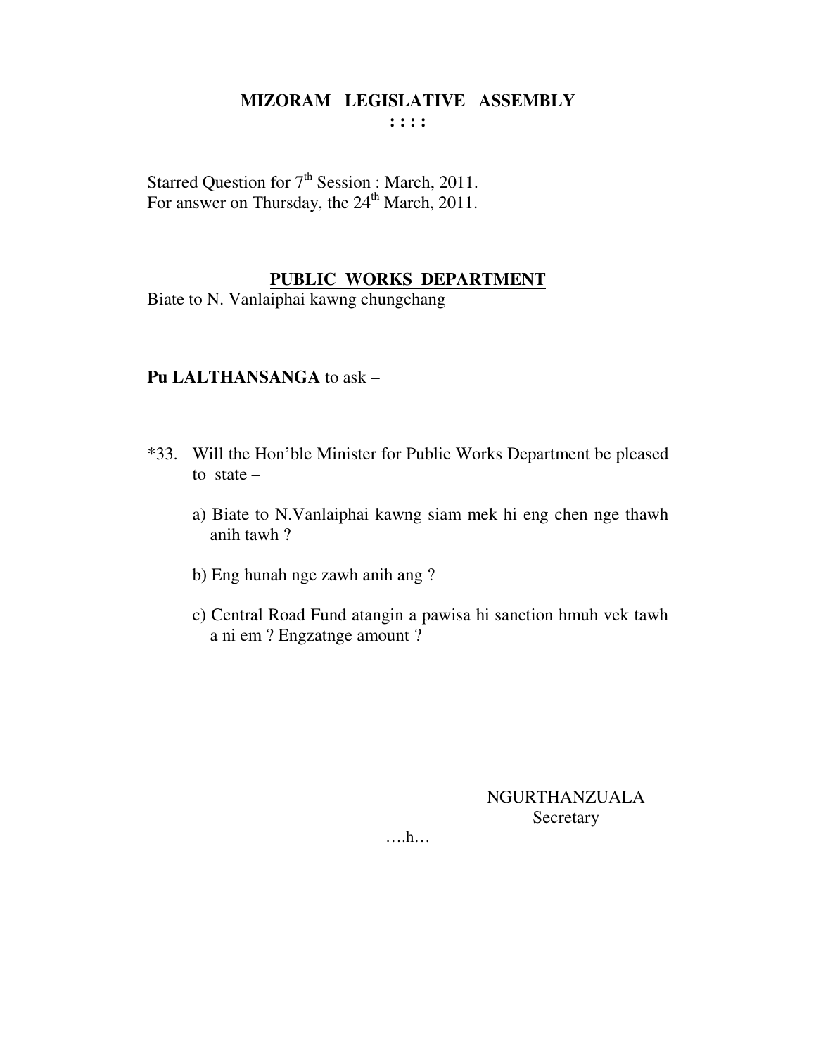# MIZORAM LEGISLATIVE ASSEMBLY

**: : : :**

Starred Question for 7th Session : March, 2011.
For answer on Thursday, the 24th March, 2011.

## PUBLIC WORKS DEPARTMENT

Biate to N. Vanlaiphai kawng chungchang

**Pu LALTHANSANGA** to ask –

*33. Will the Hon'ble Minister for Public Works Department be pleased to state –

a) Biate to N.Vanlaiphai kawng siam mek hi eng chen nge thawh anih tawh ?

b) Eng hunah nge zawh anih ang ?

c) Central Road Fund atangin a pawisa hi sanction hmuh vek tawh a ni em ? Engzatnge amount ?

NGURTHANZUALA
Secretary

….h…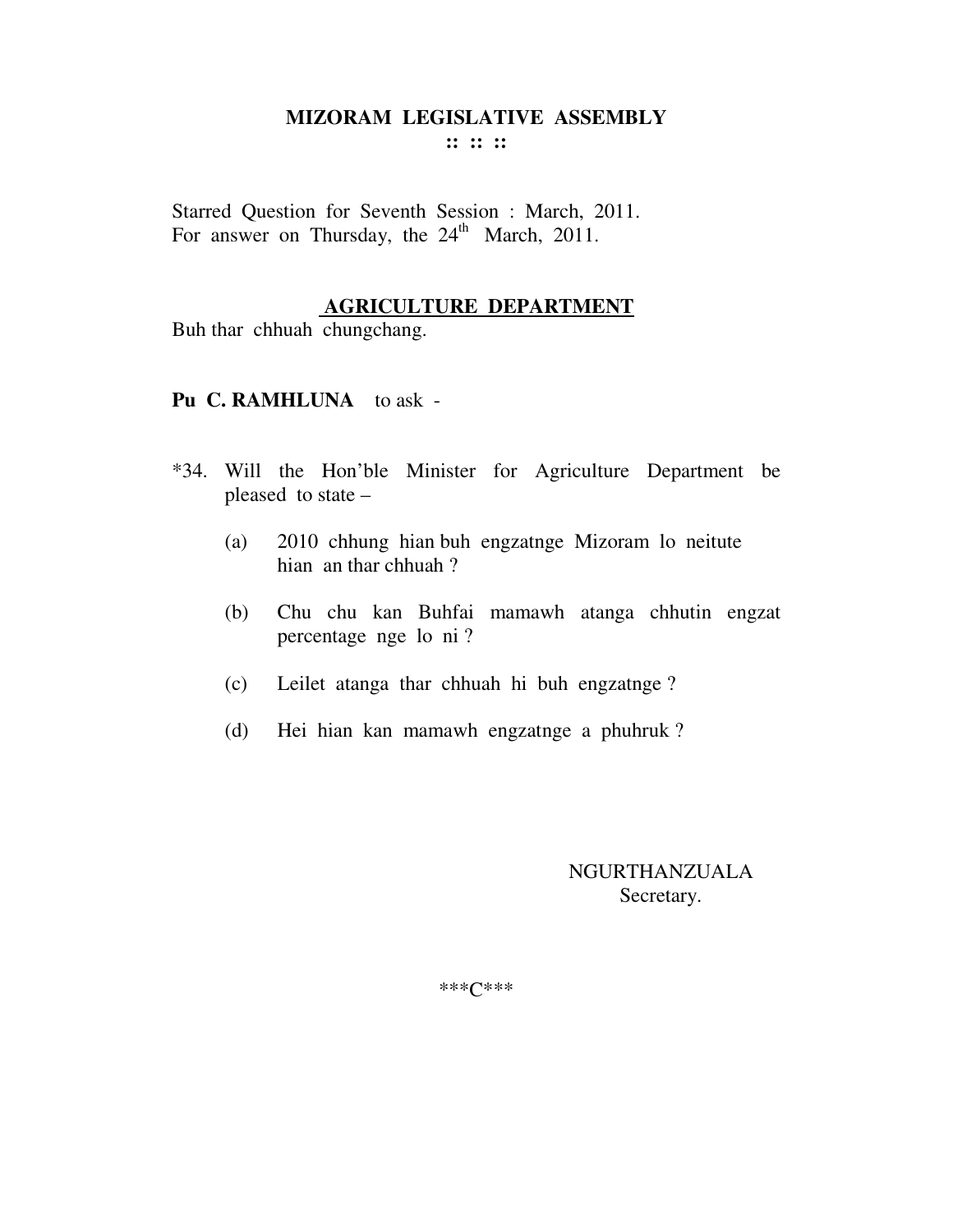# MIZORAM LEGISLATIVE ASSEMBLY

**:: :: ::**

Starred Question for Seventh Session : March, 2011.
For answer on Thursday, the 24th March, 2011.

## AGRICULTURE DEPARTMENT

Buh thar chhuah chungchang.

**Pu C. RAMHLUNA** to ask -

*34. Will the Hon'ble Minister for Agriculture Department be pleased to state –

(a) 2010 chhung hian buh engzatnge Mizoram lo neitute hian an thar chhuah ?

(b) Chu chu kan Buhfai mamawh atanga chhutin engzat percentage nge lo ni ?

(c) Leilet atanga thar chhuah hi buh engzatnge ?

(d) Hei hian kan mamawh engzatnge a phuhruk ?

NGURTHANZUALA
Secretary.

***C***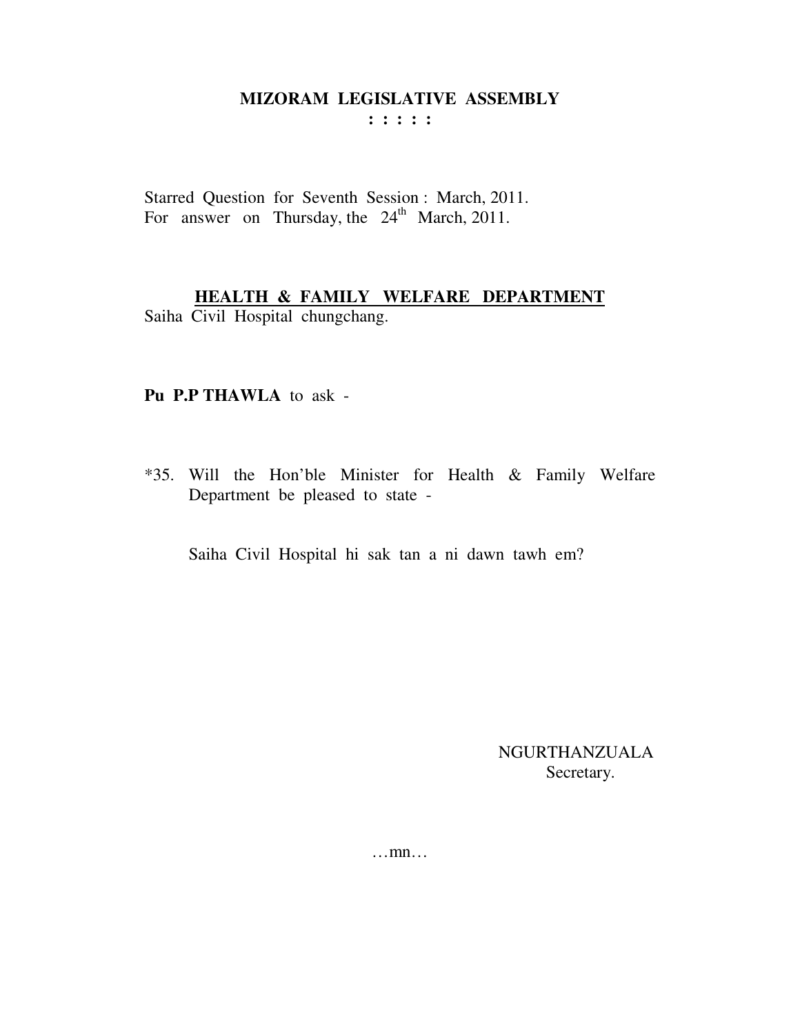# MIZORAM LEGISLATIVE ASSEMBLY

**: : : : :**

Starred Question for Seventh Session : March, 2011.
For answer on Thursday, the 24th March, 2011.

## HEALTH & FAMILY WELFARE DEPARTMENT

Saiha Civil Hospital chungchang.

**Pu P.P THAWLA** to ask -

*35. Will the Hon'ble Minister for Health & Family Welfare Department be pleased to state -

Saiha Civil Hospital hi sak tan a ni dawn tawh em?

NGURTHANZUALA
Secretary.

…mn…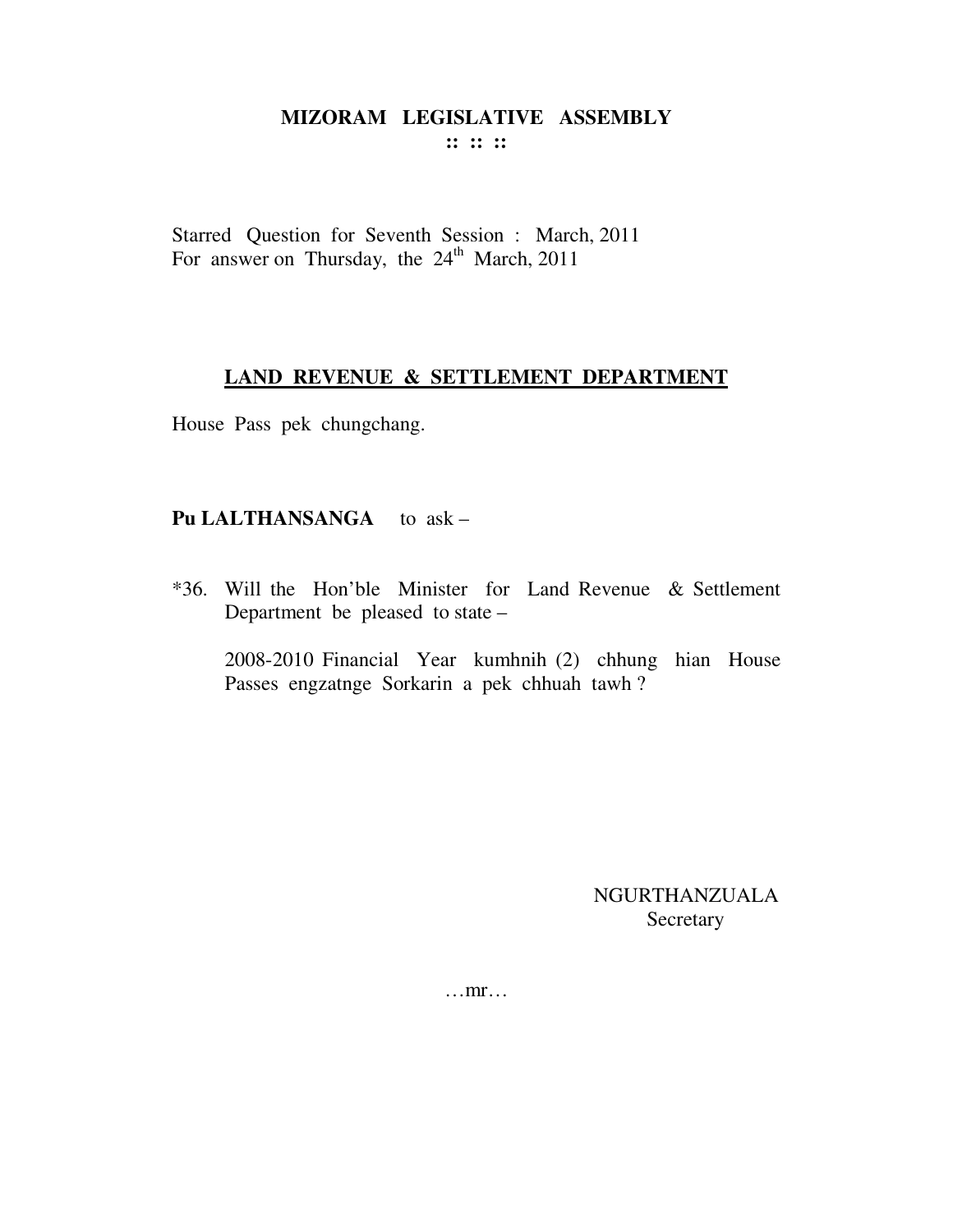# MIZORAM LEGISLATIVE ASSEMBLY

:: :: ::

Starred Question for Seventh Session : March, 2011
For answer on Thursday, the 24th March, 2011

## LAND REVENUE & SETTLEMENT DEPARTMENT

House Pass pek chungchang.

**Pu LALTHANSANGA** to ask –

*36. Will the Hon'ble Minister for Land Revenue & Settlement Department be pleased to state –

2008-2010 Financial Year kumhnih (2) chhung hian House Passes engzatnge Sorkarin a pek chhuah tawh ?

NGURTHANZUALA
Secretary

…mr…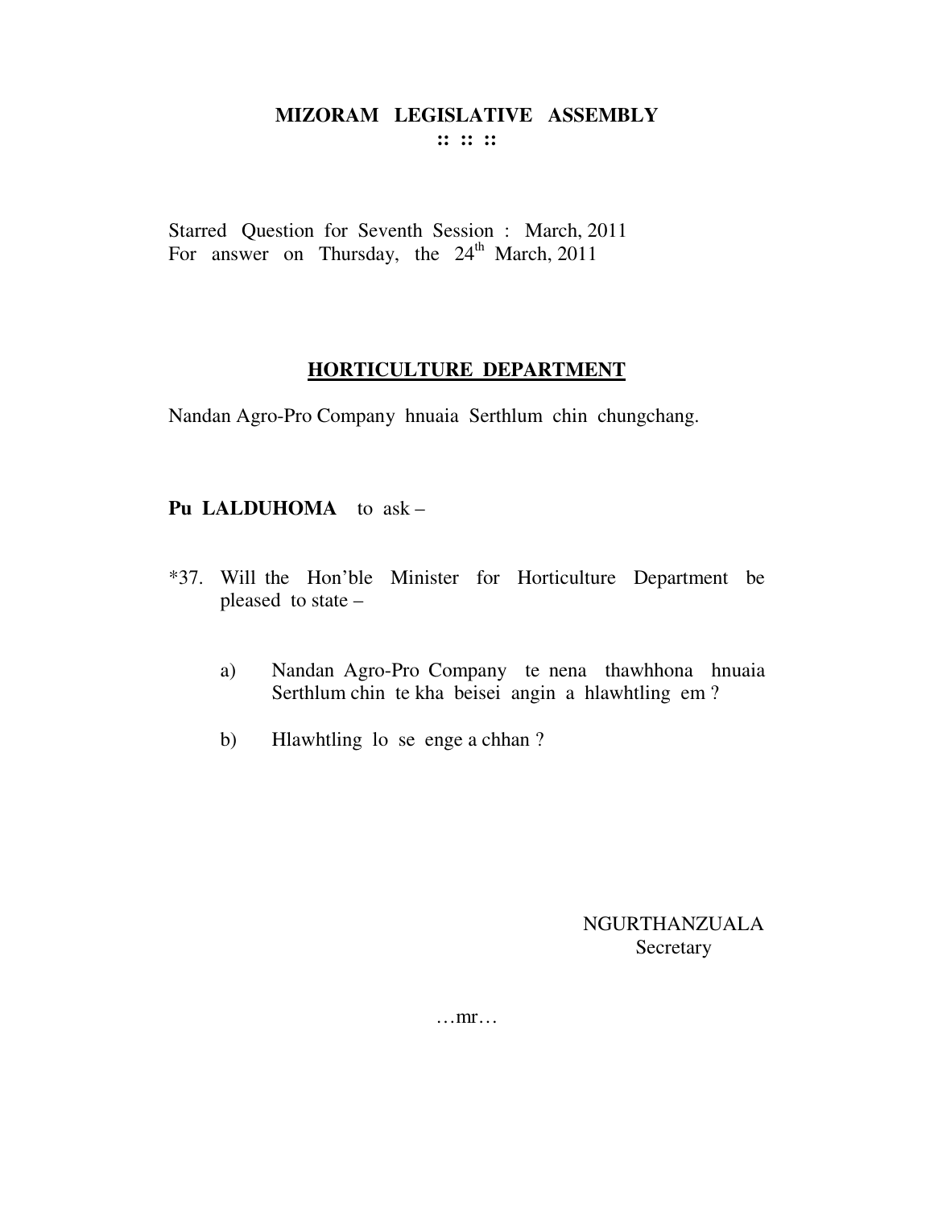# MIZORAM LEGISLATIVE ASSEMBLY

:: :: ::

Starred Question for Seventh Session : March, 2011
For answer on Thursday, the 24th March, 2011

## HORTICULTURE DEPARTMENT

Nandan Agro-Pro Company hnuaia Serthlum chin chungchang.

**Pu LALDUHOMA** to ask –

*37. Will the Hon'ble Minister for Horticulture Department be pleased to state –

a) Nandan Agro-Pro Company te nena thawhhona hnuaia Serthlum chin te kha beisei angin a hlawhtling em ?

b) Hlawhtling lo se enge a chhan ?

NGURTHANZUALA
Secretary

…mr…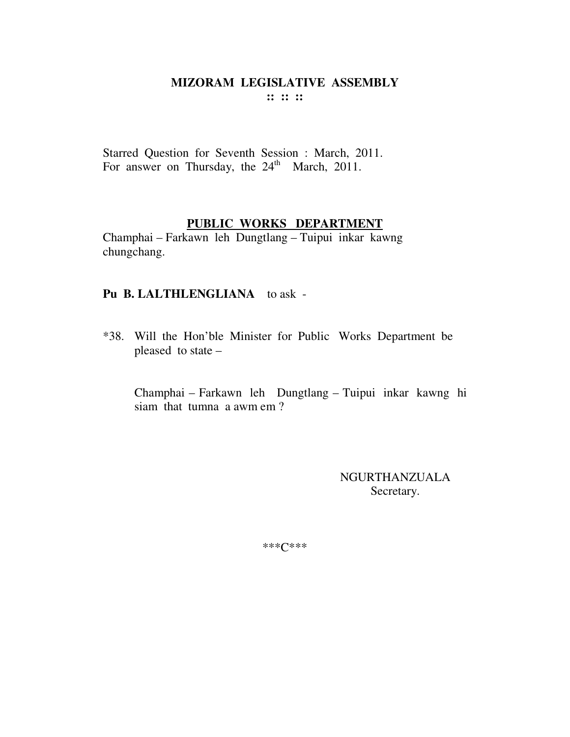# MIZORAM LEGISLATIVE ASSEMBLY

**:: :: ::**

Starred Question for Seventh Session : March, 2011.
For answer on Thursday, the 24th March, 2011.

## PUBLIC WORKS DEPARTMENT

Champhai – Farkawn leh Dungtlang – Tuipui inkar kawng chungchang.

**Pu B. LALTHLENGLIANA** to ask -

*38. Will the Hon'ble Minister for Public Works Department be pleased to state –

Champhai – Farkawn leh Dungtlang – Tuipui inkar kawng hi siam that tumna a awm em ?

NGURTHANZUALA
Secretary.

***C***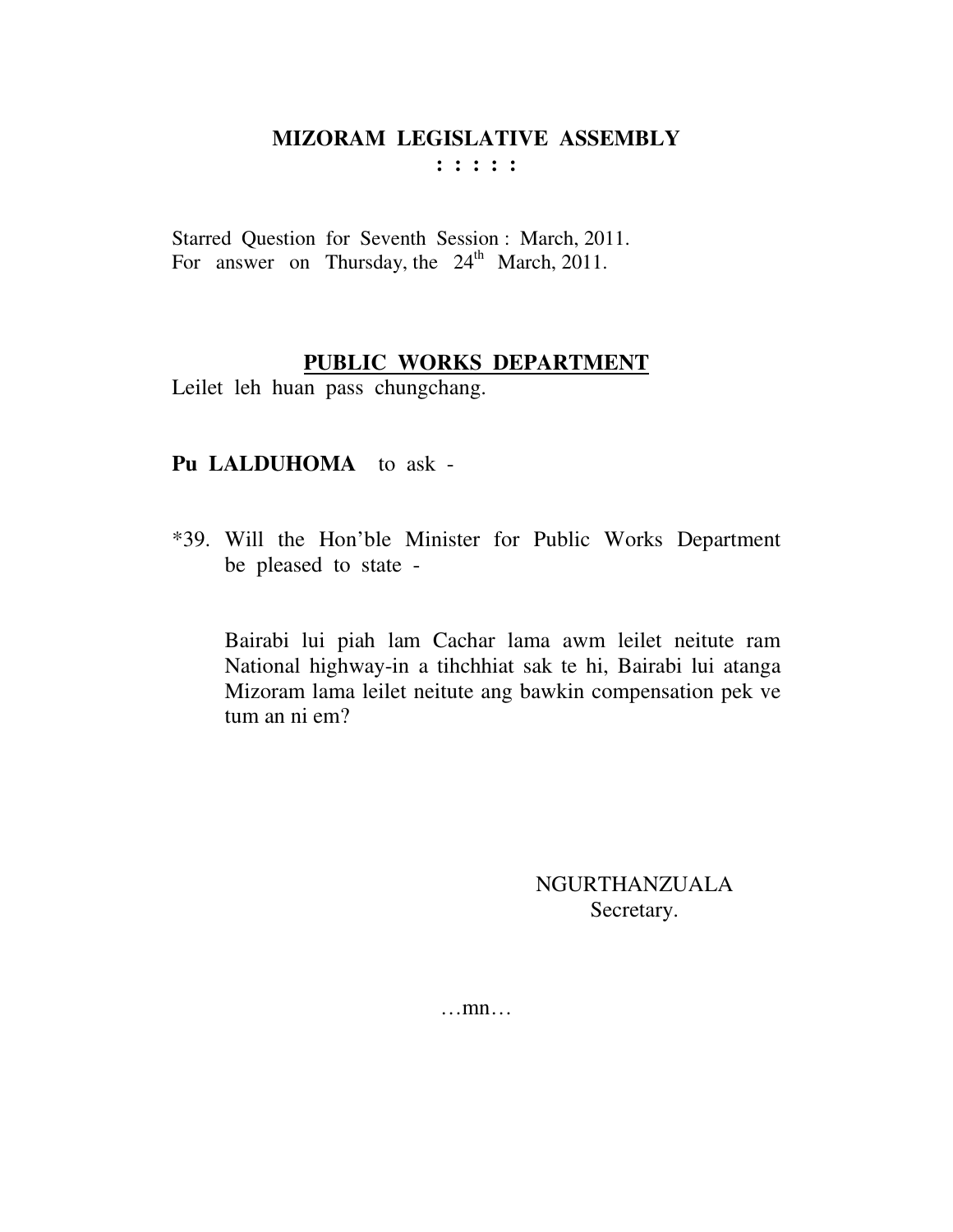# MIZORAM LEGISLATIVE ASSEMBLY

**: : : : :**

Starred Question for Seventh Session : March, 2011.
For answer on Thursday, the 24th March, 2011.

## PUBLIC WORKS DEPARTMENT

Leilet leh huan pass chungchang.

**Pu LALDUHOMA** to ask -

*39. Will the Hon'ble Minister for Public Works Department be pleased to state -

Bairabi lui piah lam Cachar lama awm leilet neitute ram National highway-in a tihchhiat sak te hi, Bairabi lui atanga Mizoram lama leilet neitute ang bawkin compensation pek ve tum an ni em?

NGURTHANZUALA
Secretary.

…mn…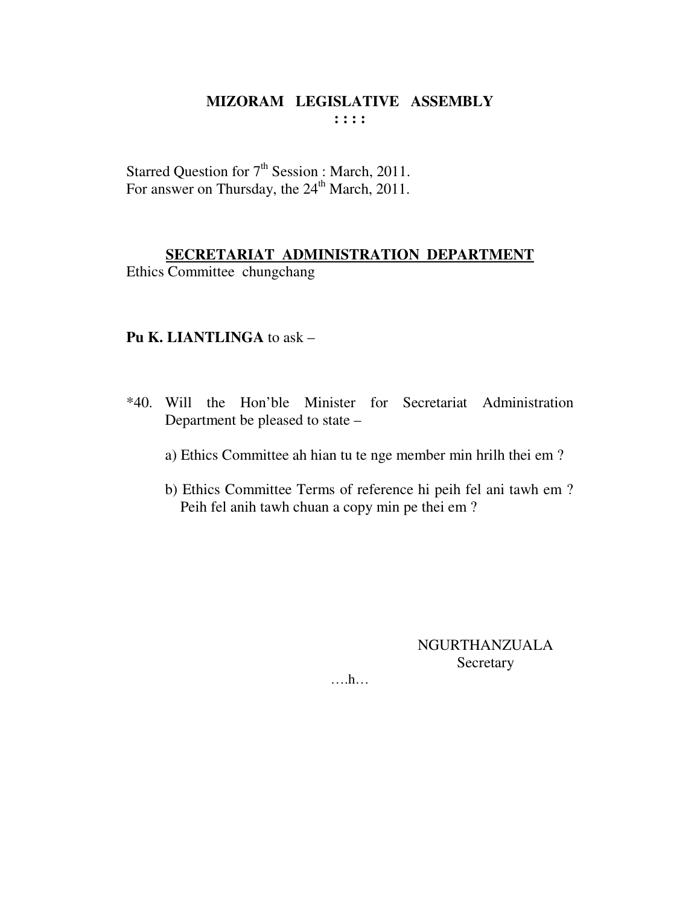# MIZORAM LEGISLATIVE ASSEMBLY

: : : :

Starred Question for 7th Session : March, 2011.
For answer on Thursday, the 24th March, 2011.

## SECRETARIAT ADMINISTRATION DEPARTMENT

Ethics Committee chungchang

**Pu K. LIANTLINGA** to ask –

*40. Will the Hon'ble Minister for Secretariat Administration Department be pleased to state –

a) Ethics Committee ah hian tu te nge member min hrilh thei em ?

b) Ethics Committee Terms of reference hi peih fel ani tawh em ? Peih fel anih tawh chuan a copy min pe thei em ?

NGURTHANZUALA
Secretary

….h…